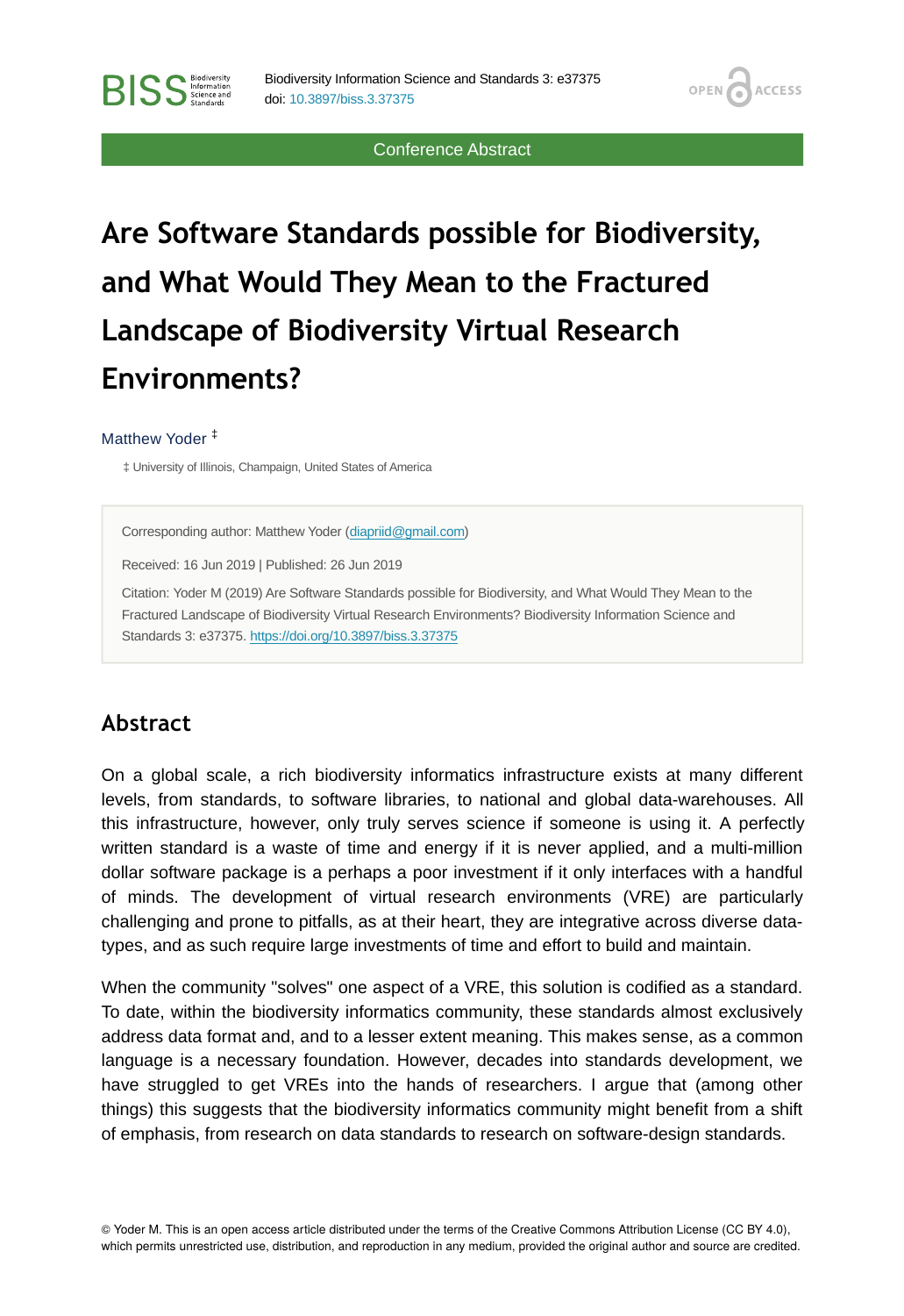Conference Abstract

# Are Software Standards possible for Biodiversity, and What Would They Mean to the Fractured Landscape of Biodiversity Virtual Research Environments?

Matthew Yoder [‡]

‡ University of Illinois, Champaign, United States of America

Corresponding author: Matthew Yoder (diapriid@gmail.com)

Received: 16 Jun 2019 | Published: 26 Jun 2019

Citation: Yoder M (2019) Are Software Standards possible for Biodiversity, and What Would They Mean to the Fractured Landscape of Biodiversity Virtual Research Environments? Biodiversity Information Science and Standards 3: e37375. https://doi.org/10.3897/biss.3.37375

## Abstract

On a global scale, a rich biodiversity informatics infrastructure exists at many different levels, from standards, to software libraries, to national and global data-warehouses. All this infrastructure, however, only truly serves science if someone is using it. A perfectly written standard is a waste of time and energy if it is never applied, and a multi-million dollar software package is a perhaps a poor investment if it only interfaces with a handful of minds. The development of virtual research environments (VRE) are particularly challenging and prone to pitfalls, as at their heart, they are integrative across diverse data-types, and as such require large investments of time and effort to build and maintain.

When the community "solves" one aspect of a VRE, this solution is codified as a standard. To date, within the biodiversity informatics community, these standards almost exclusively address data format and, and to a lesser extent meaning. This makes sense, as a common language is a necessary foundation. However, decades into standards development, we have struggled to get VREs into the hands of researchers. I argue that (among other things) this suggests that the biodiversity informatics community might benefit from a shift of emphasis, from research on data standards to research on software-design standards.

© Yoder M. This is an open access article distributed under the terms of the Creative Commons Attribution License (CC BY 4.0), which permits unrestricted use, distribution, and reproduction in any medium, provided the original author and source are credited.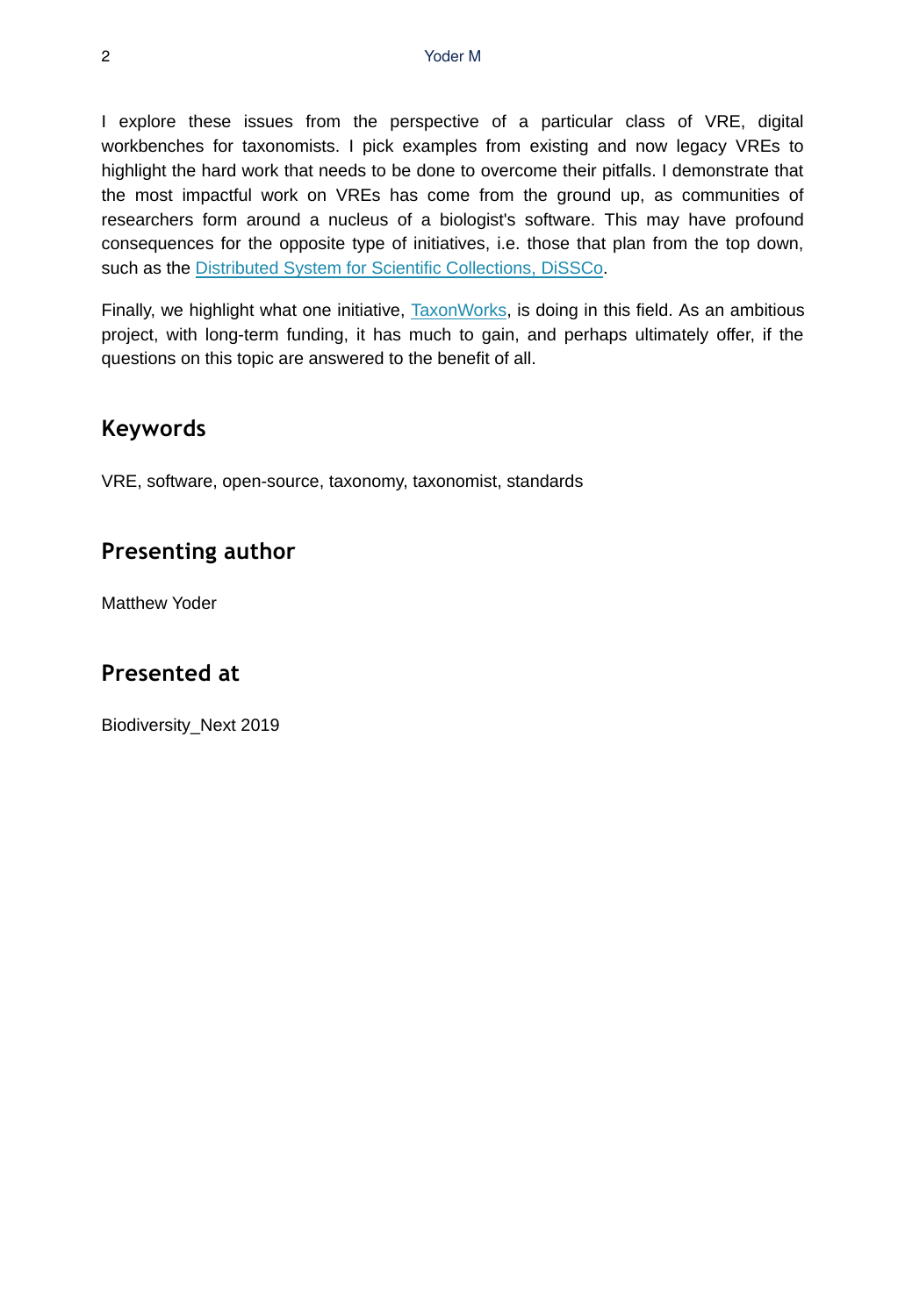I explore these issues from the perspective of a particular class of VRE, digital workbenches for taxonomists. I pick examples from existing and now legacy VREs to highlight the hard work that needs to be done to overcome their pitfalls. I demonstrate that the most impactful work on VREs has come from the ground up, as communities of researchers form around a nucleus of a biologist's software. This may have profound consequences for the opposite type of initiatives, i.e. those that plan from the top down, such as the Distributed System for Scientific Collections, DiSSCo.

Finally, we highlight what one initiative, TaxonWorks, is doing in this field. As an ambitious project, with long-term funding, it has much to gain, and perhaps ultimately offer, if the questions on this topic are answered to the benefit of all.

## Keywords

VRE, software, open-source, taxonomy, taxonomist, standards

## Presenting author

Matthew Yoder

## Presented at

Biodiversity_Next 2019